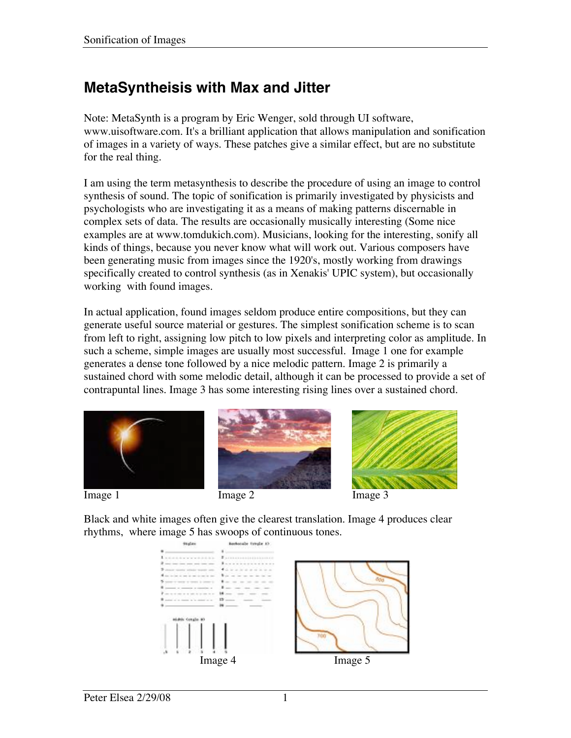# MetaSyntheisis with Max and Jitter

Note: MetaSynth is a program by Eric Wenger, sold through UI software, www.uisoftware.com. It's a brilliant application that allows manipulation and sonification of images in a variety of ways. These patches give a similar effect, but are no substitute for the real thing.

I am using the term metasynthesis to describe the procedure of using an image to control synthesis of sound. The topic of sonification is primarily investigated by physicists and psychologists who are investigating it as a means of making patterns discernable in complex sets of data. The results are occasionally musically interesting (Some nice examples are at www.tomdukich.com). Musicians, looking for the interesting, sonify all kinds of things, because you never know what will work out. Various composers have been generating music from images since the 1920's, mostly working from drawings specifically created to control synthesis (as in Xenakis' UPIC system), but occasionally working with found images.

In actual application, found images seldom produce entire compositions, but they can generate useful source material or gestures. The simplest sonification scheme is to scan from left to right, assigning low pitch to low pixels and interpreting color as amplitude. In such a scheme, simple images are usually most successful. Image 1 one for example generates a dense tone followed by a nice melodic pattern. Image 2 is primarily a sustained chord with some melodic detail, although it can be processed to provide a set of contrapuntal lines. Image 3 has some interesting rising lines over a sustained chord.

Image 1

Image 2

Image 3

Black and white images often give the clearest translation. Image 4 produces clear rhythms, where image 5 has swoops of continuous tones.

Image 4

Image 5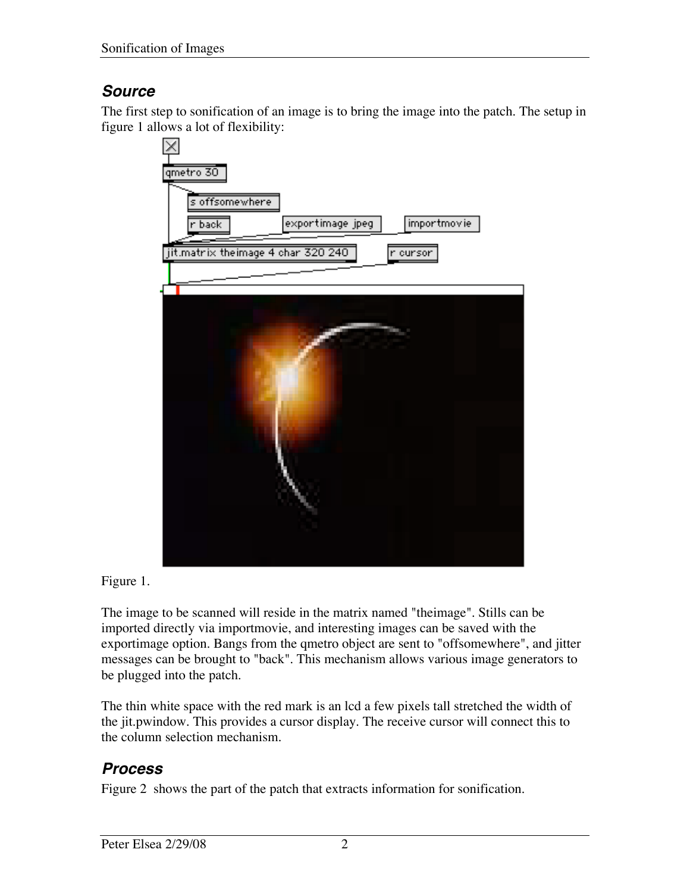## Source

The first step to sonification of an image is to bring the image into the patch. The setup in figure 1 allows a lot of flexibility:

Figure 1.

The image to be scanned will reside in the matrix named "theimage". Stills can be imported directly via importmovie, and interesting images can be saved with the exportimage option. Bangs from the qmetro object are sent to "offsomewhere", and jitter messages can be brought to "back". This mechanism allows various image generators to be plugged into the patch.

The thin white space with the red mark is an lcd a few pixels tall stretched the width of the jit.pwindow. This provides a cursor display. The receive cursor will connect this to the column selection mechanism.

## Process

Figure 2 shows the part of the patch that extracts information for sonification.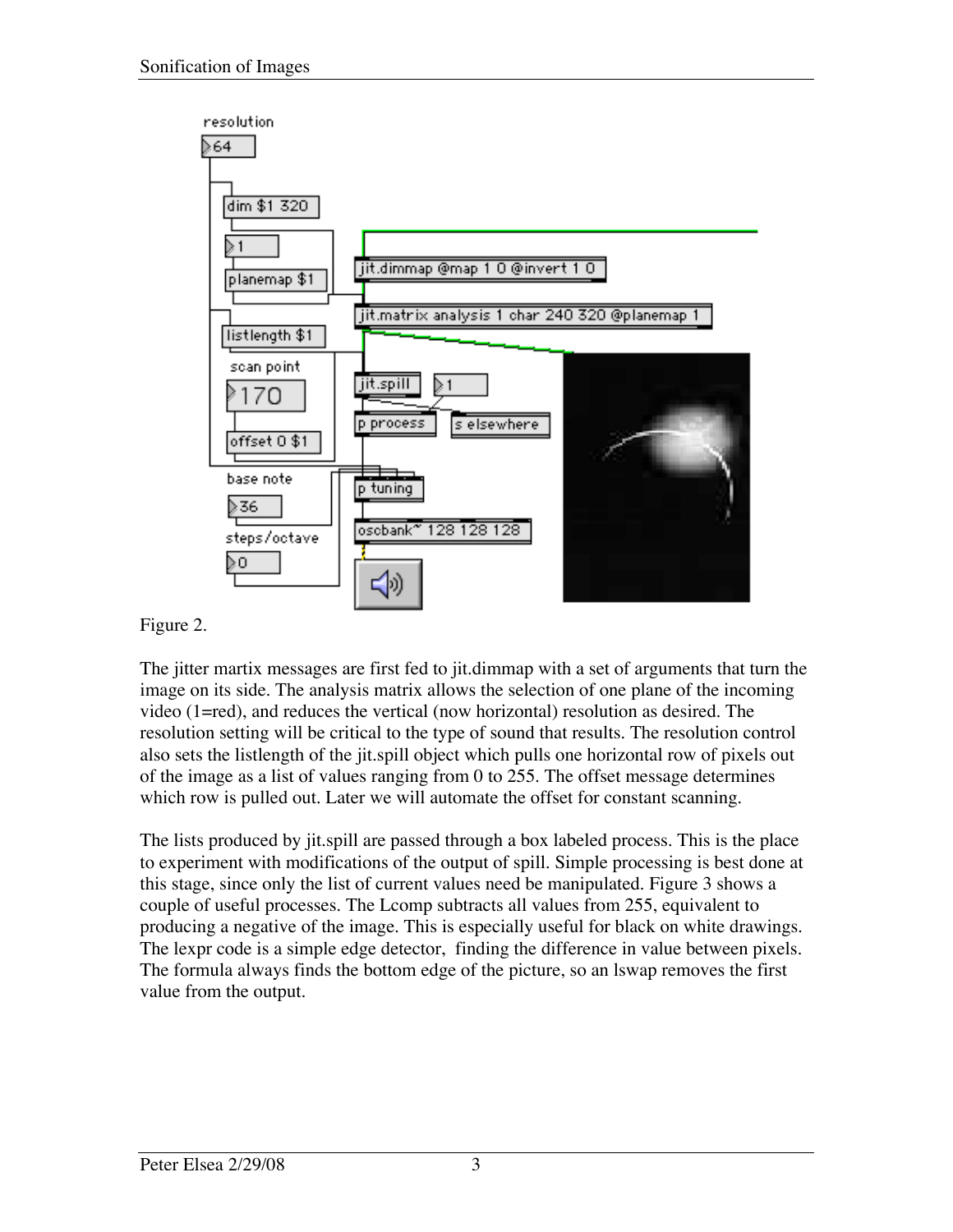Figure 2.

The jitter martix messages are first fed to jit.dimmap with a set of arguments that turn the image on its side. The analysis matrix allows the selection of one plane of the incoming video (1=red), and reduces the vertical (now horizontal) resolution as desired. The resolution setting will be critical to the type of sound that results. The resolution control also sets the listlength of the jit.spill object which pulls one horizontal row of pixels out of the image as a list of values ranging from 0 to 255. The offset message determines which row is pulled out. Later we will automate the offset for constant scanning.

The lists produced by jit.spill are passed through a box labeled process. This is the place to experiment with modifications of the output of spill. Simple processing is best done at this stage, since only the list of current values need be manipulated. Figure 3 shows a couple of useful processes. The Lcomp subtracts all values from 255, equivalent to producing a negative of the image. This is especially useful for black on white drawings. The lexpr code is a simple edge detector, finding the difference in value between pixels. The formula always finds the bottom edge of the picture, so an lswap removes the first value from the output.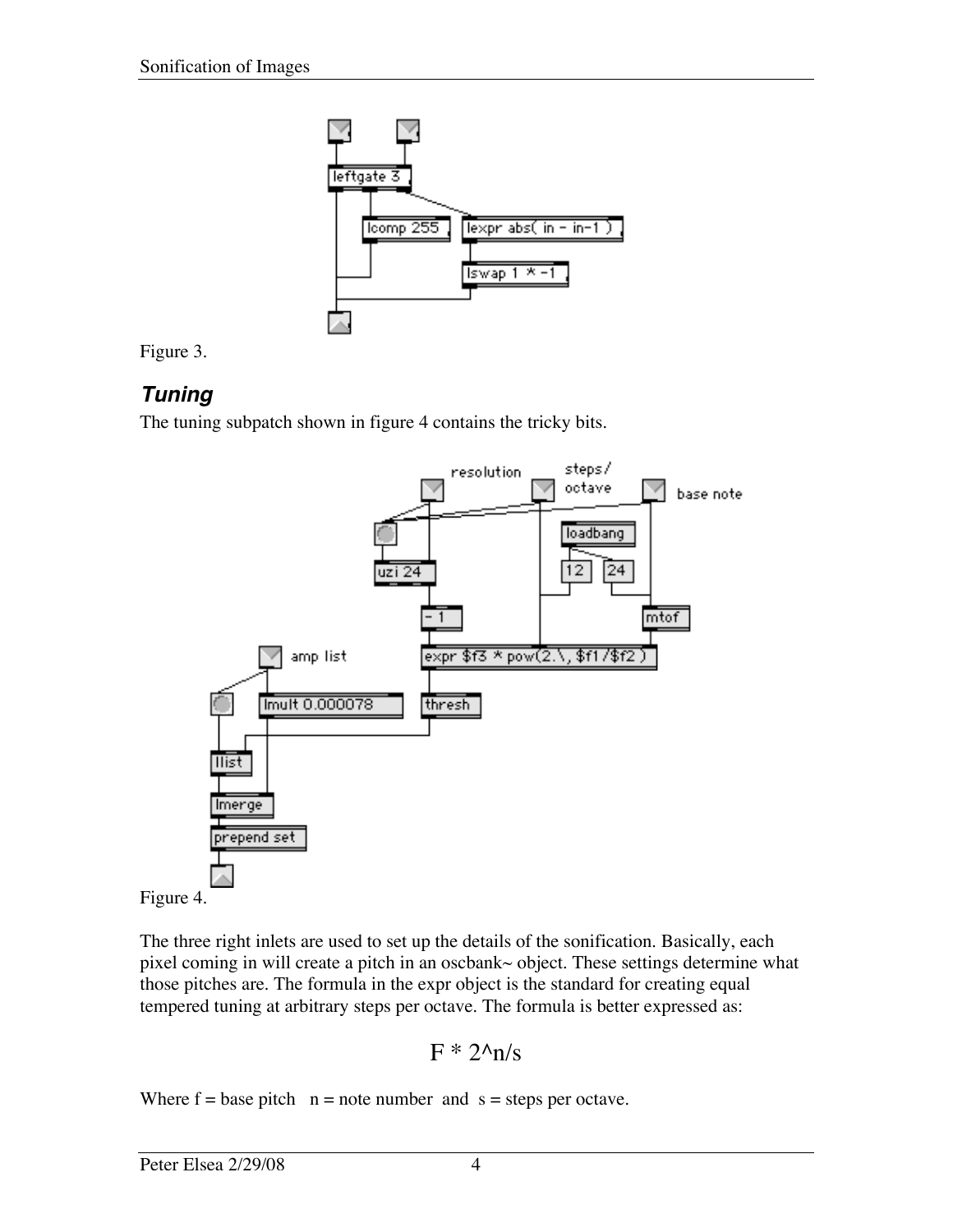Figure 3.

### *Tuning*

The tuning subpatch shown in figure 4 contains the tricky bits.

Figure 4.

The three right inlets are used to set up the details of the sonification. Basically, each pixel coming in will create a pitch in an oscbank~ object. These settings determine what those pitches are. The formula in the expr object is the standard for creating equal tempered tuning at arbitrary steps per octave. The formula is better expressed as:

$$F * 2^{n/s}$$

Where f = base pitch n = note number and s = steps per octave.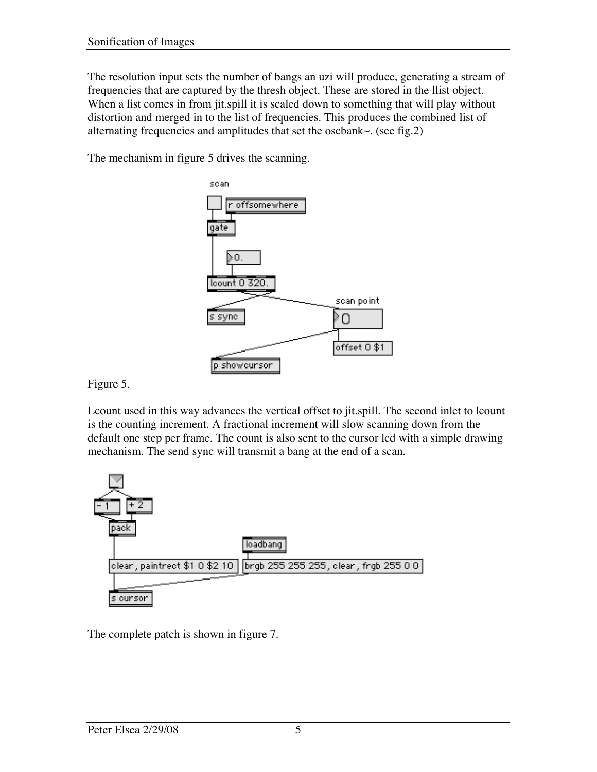The resolution input sets the number of bangs an uzi will produce, generating a stream of frequencies that are captured by the thresh object. These are stored in the llist object. When a list comes in from jit.spill it is scaled down to something that will play without distortion and merged in to the list of frequencies. This produces the combined list of alternating frequencies and amplitudes that set the oscbank~. (see fig.2)

The mechanism in figure 5 drives the scanning.

Figure 5.

Lcount used in this way advances the vertical offset to jit.spill. The second inlet to lcount is the counting increment. A fractional increment will slow scanning down from the default one step per frame. The count is also sent to the cursor lcd with a simple drawing mechanism. The send sync will transmit a bang at the end of a scan.

The complete patch is shown in figure 7.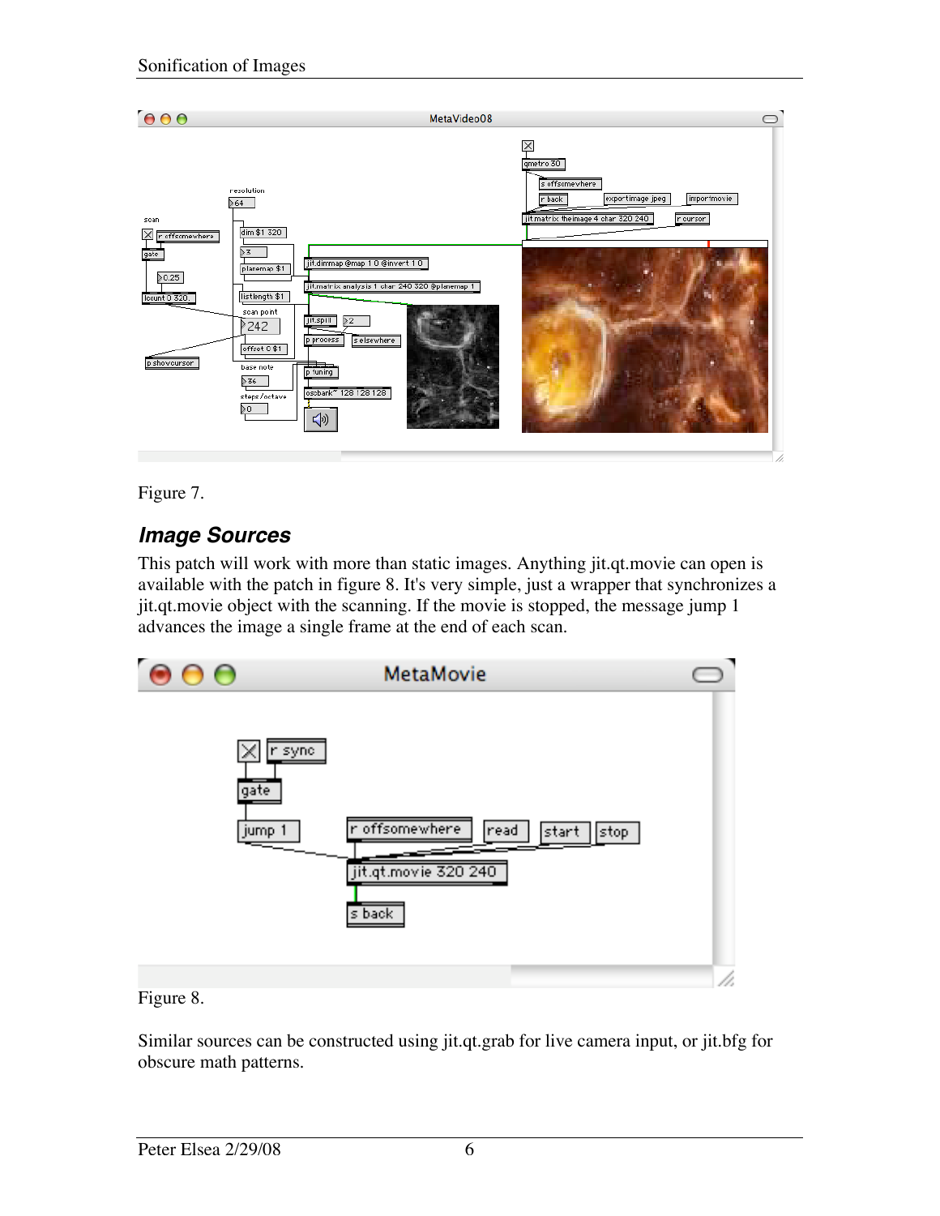Figure 7.

## *Image Sources*

This patch will work with more than static images. Anything jit.qt.movie can open is available with the patch in figure 8. It's very simple, just a wrapper that synchronizes a jit.qt.movie object with the scanning. If the movie is stopped, the message jump 1 advances the image a single frame at the end of each scan.

Figure 8.

Similar sources can be constructed using jit.qt.grab for live camera input, or jit.bfg for obscure math patterns.